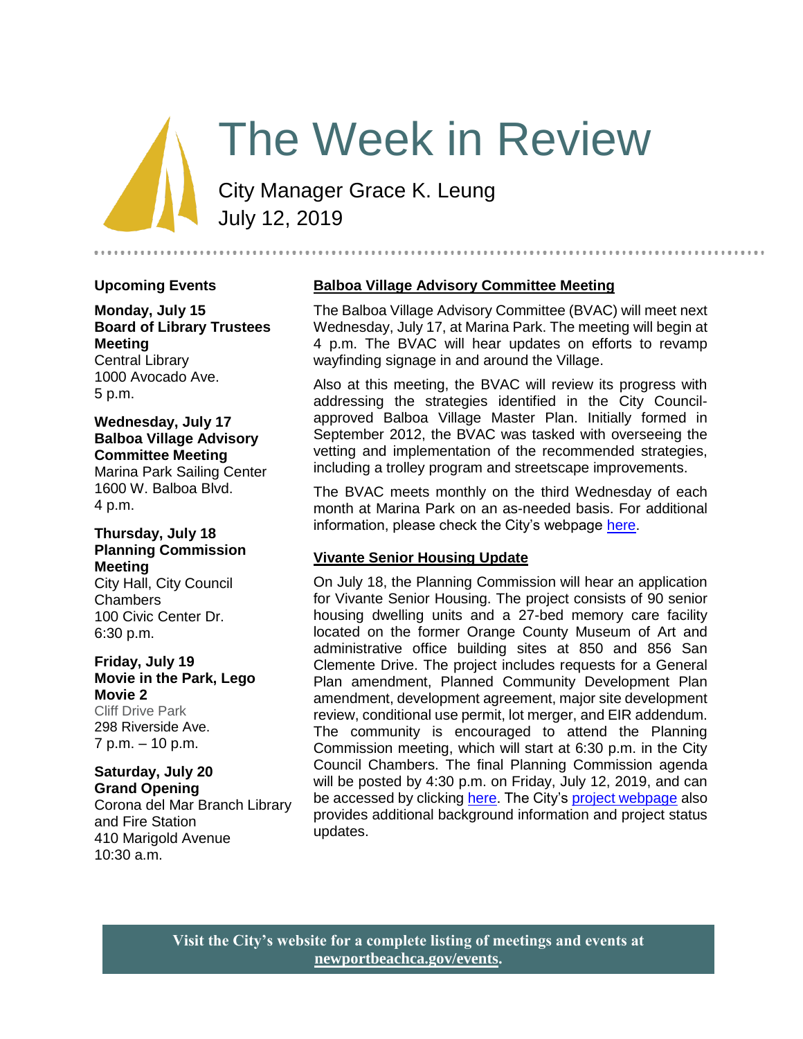# The Week in Review

City Manager Grace K. Leung
July 12, 2019

## Upcoming Events

**Monday, July 15**
**Board of Library Trustees Meeting**
Central Library
1000 Avocado Ave.
5 p.m.

**Wednesday, July 17**
**Balboa Village Advisory Committee Meeting**
Marina Park Sailing Center
1600 W. Balboa Blvd.
4 p.m.

**Thursday, July 18**
**Planning Commission Meeting**
City Hall, City Council Chambers
100 Civic Center Dr.
6:30 p.m.

**Friday, July 19**
**Movie in the Park, Lego Movie 2**
Cliff Drive Park
298 Riverside Ave.
7 p.m. – 10 p.m.

**Saturday, July 20**
**Grand Opening**
Corona del Mar Branch Library and Fire Station
410 Marigold Avenue
10:30 a.m.

## Balboa Village Advisory Committee Meeting

The Balboa Village Advisory Committee (BVAC) will meet next Wednesday, July 17, at Marina Park. The meeting will begin at 4 p.m. The BVAC will hear updates on efforts to revamp wayfinding signage in and around the Village.

Also at this meeting, the BVAC will review its progress with addressing the strategies identified in the City Council-approved Balboa Village Master Plan. Initially formed in September 2012, the BVAC was tasked with overseeing the vetting and implementation of the recommended strategies, including a trolley program and streetscape improvements.

The BVAC meets monthly on the third Wednesday of each month at Marina Park on an as-needed basis. For additional information, please check the City's webpage here.

## Vivante Senior Housing Update

On July 18, the Planning Commission will hear an application for Vivante Senior Housing. The project consists of 90 senior housing dwelling units and a 27-bed memory care facility located on the former Orange County Museum of Art and administrative office building sites at 850 and 856 San Clemente Drive. The project includes requests for a General Plan amendment, Planned Community Development Plan amendment, development agreement, major site development review, conditional use permit, lot merger, and EIR addendum. The community is encouraged to attend the Planning Commission meeting, which will start at 6:30 p.m. in the City Council Chambers. The final Planning Commission agenda will be posted by 4:30 p.m. on Friday, July 12, 2019, and can be accessed by clicking here. The City's project webpage also provides additional background information and project status updates.

**Visit the City's website for a complete listing of meetings and events at newportbeachca.gov/events.**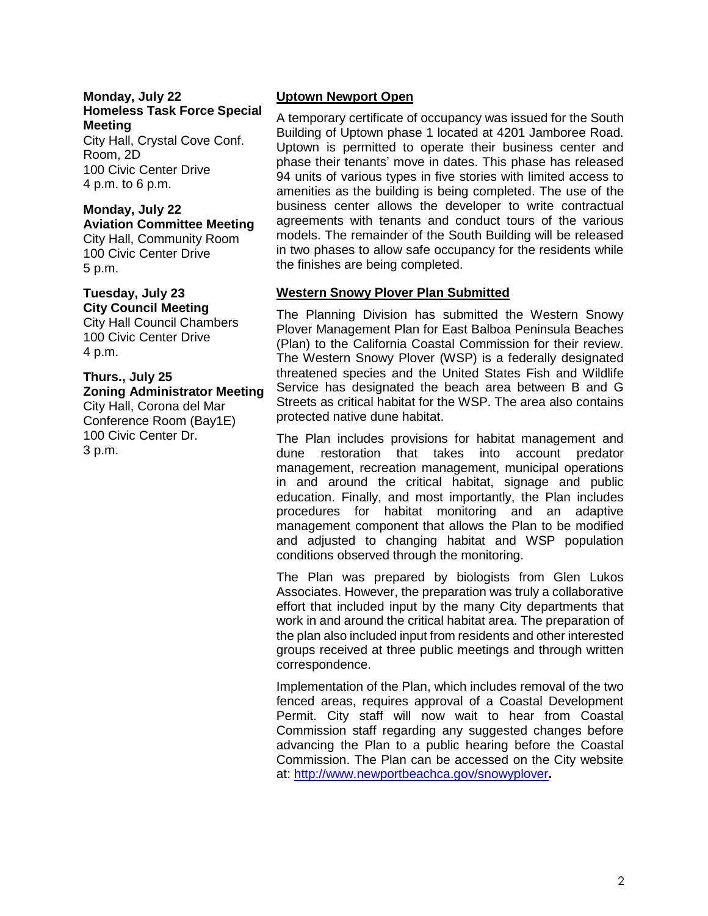**Monday, July 22**
**Homeless Task Force Special Meeting**
City Hall, Crystal Cove Conf. Room, 2D
100 Civic Center Drive
4 p.m. to 6 p.m.

**Monday, July 22**
**Aviation Committee Meeting**
City Hall, Community Room
100 Civic Center Drive
5 p.m.

**Tuesday, July 23**
**City Council Meeting**
City Hall Council Chambers
100 Civic Center Drive
4 p.m.

**Thurs., July 25**
**Zoning Administrator Meeting**
City Hall, Corona del Mar Conference Room (Bay1E)
100 Civic Center Dr.
3 p.m.

## Uptown Newport Open

A temporary certificate of occupancy was issued for the South Building of Uptown phase 1 located at 4201 Jamboree Road. Uptown is permitted to operate their business center and phase their tenants' move in dates. This phase has released 94 units of various types in five stories with limited access to amenities as the building is being completed. The use of the business center allows the developer to write contractual agreements with tenants and conduct tours of the various models. The remainder of the South Building will be released in two phases to allow safe occupancy for the residents while the finishes are being completed.

## Western Snowy Plover Plan Submitted

The Planning Division has submitted the Western Snowy Plover Management Plan for East Balboa Peninsula Beaches (Plan) to the California Coastal Commission for their review. The Western Snowy Plover (WSP) is a federally designated threatened species and the United States Fish and Wildlife Service has designated the beach area between B and G Streets as critical habitat for the WSP. The area also contains protected native dune habitat.

The Plan includes provisions for habitat management and dune restoration that takes into account predator management, recreation management, municipal operations in and around the critical habitat, signage and public education. Finally, and most importantly, the Plan includes procedures for habitat monitoring and an adaptive management component that allows the Plan to be modified and adjusted to changing habitat and WSP population conditions observed through the monitoring.

The Plan was prepared by biologists from Glen Lukos Associates. However, the preparation was truly a collaborative effort that included input by the many City departments that work in and around the critical habitat area. The preparation of the plan also included input from residents and other interested groups received at three public meetings and through written correspondence.

Implementation of the Plan, which includes removal of the two fenced areas, requires approval of a Coastal Development Permit. City staff will now wait to hear from Coastal Commission staff regarding any suggested changes before advancing the Plan to a public hearing before the Coastal Commission. The Plan can be accessed on the City website at: http://www.newportbeachca.gov/snowyplover.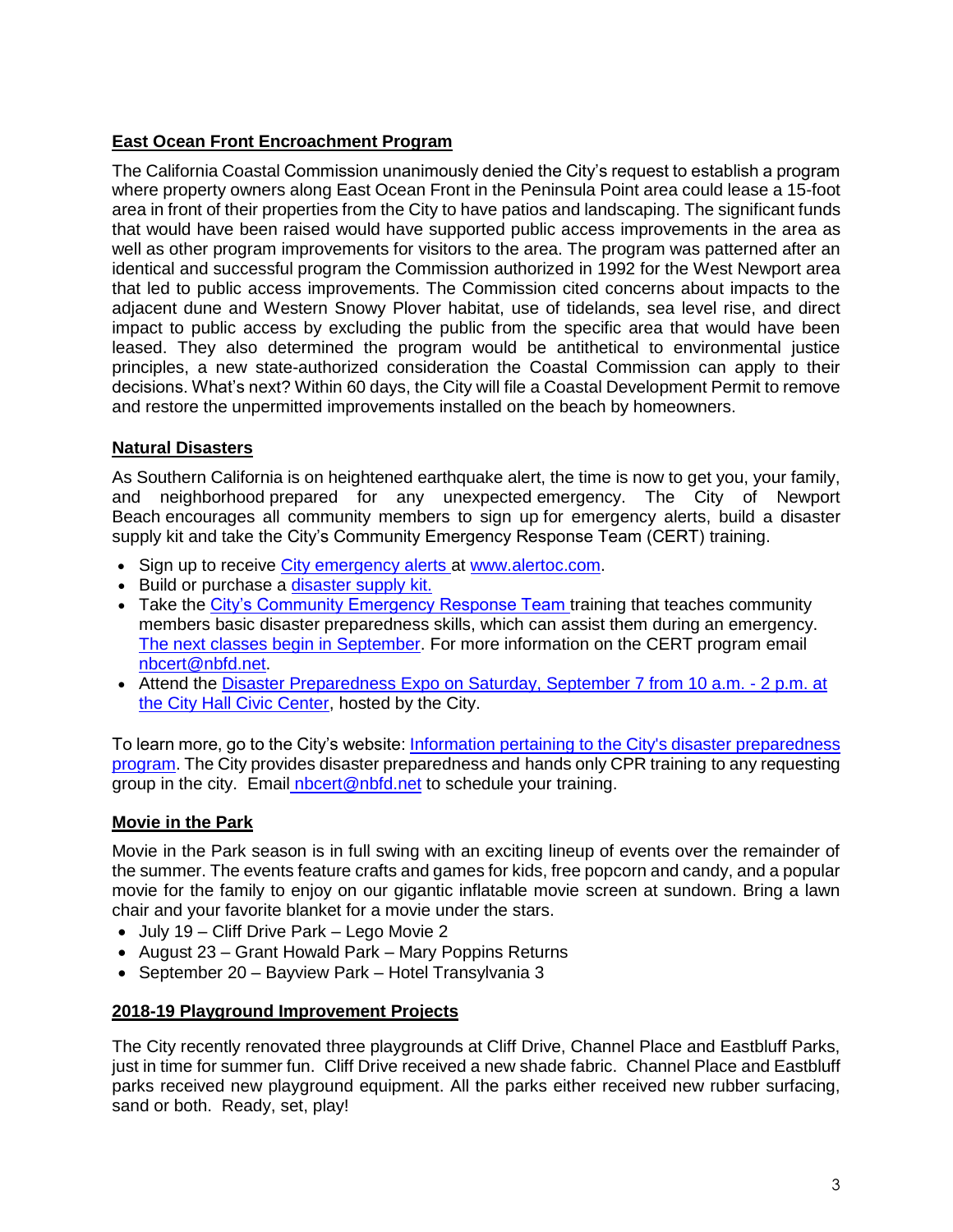## East Ocean Front Encroachment Program

The California Coastal Commission unanimously denied the City's request to establish a program where property owners along East Ocean Front in the Peninsula Point area could lease a 15-foot area in front of their properties from the City to have patios and landscaping. The significant funds that would have been raised would have supported public access improvements in the area as well as other program improvements for visitors to the area. The program was patterned after an identical and successful program the Commission authorized in 1992 for the West Newport area that led to public access improvements. The Commission cited concerns about impacts to the adjacent dune and Western Snowy Plover habitat, use of tidelands, sea level rise, and direct impact to public access by excluding the public from the specific area that would have been leased. They also determined the program would be antithetical to environmental justice principles, a new state-authorized consideration the Coastal Commission can apply to their decisions. What's next? Within 60 days, the City will file a Coastal Development Permit to remove and restore the unpermitted improvements installed on the beach by homeowners.

## Natural Disasters

As Southern California is on heightened earthquake alert, the time is now to get you, your family, and neighborhood prepared for any unexpected emergency. The City of Newport Beach encourages all community members to sign up for emergency alerts, build a disaster supply kit and take the City's Community Emergency Response Team (CERT) training.

- Sign up to receive City emergency alerts at www.alertoc.com.
- Build or purchase a disaster supply kit.
- Take the City's Community Emergency Response Team training that teaches community members basic disaster preparedness skills, which can assist them during an emergency. The next classes begin in September. For more information on the CERT program email nbcert@nbfd.net.
- Attend the Disaster Preparedness Expo on Saturday, September 7 from 10 a.m. - 2 p.m. at the City Hall Civic Center, hosted by the City.

To learn more, go to the City's website: Information pertaining to the City's disaster preparedness program. The City provides disaster preparedness and hands only CPR training to any requesting group in the city. Email nbcert@nbfd.net to schedule your training.

## Movie in the Park

Movie in the Park season is in full swing with an exciting lineup of events over the remainder of the summer. The events feature crafts and games for kids, free popcorn and candy, and a popular movie for the family to enjoy on our gigantic inflatable movie screen at sundown. Bring a lawn chair and your favorite blanket for a movie under the stars.

- July 19 – Cliff Drive Park – Lego Movie 2
- August 23 – Grant Howald Park – Mary Poppins Returns
- September 20 – Bayview Park – Hotel Transylvania 3

## 2018-19 Playground Improvement Projects

The City recently renovated three playgrounds at Cliff Drive, Channel Place and Eastbluff Parks, just in time for summer fun. Cliff Drive received a new shade fabric. Channel Place and Eastbluff parks received new playground equipment. All the parks either received new rubber surfacing, sand or both. Ready, set, play!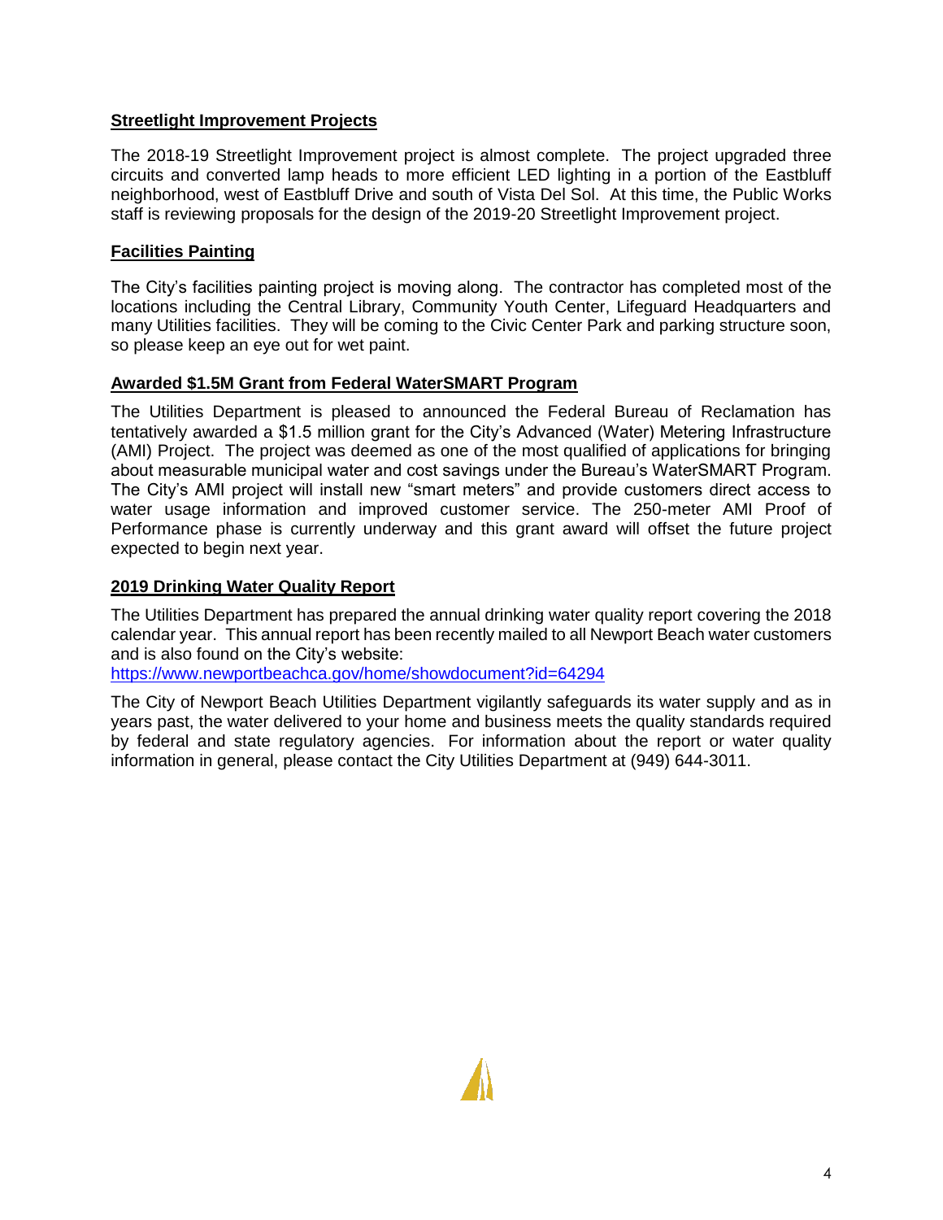**Streetlight Improvement Projects**

The 2018-19 Streetlight Improvement project is almost complete. The project upgraded three circuits and converted lamp heads to more efficient LED lighting in a portion of the Eastbluff neighborhood, west of Eastbluff Drive and south of Vista Del Sol. At this time, the Public Works staff is reviewing proposals for the design of the 2019-20 Streetlight Improvement project.

**Facilities Painting**

The City's facilities painting project is moving along. The contractor has completed most of the locations including the Central Library, Community Youth Center, Lifeguard Headquarters and many Utilities facilities. They will be coming to the Civic Center Park and parking structure soon, so please keep an eye out for wet paint.

**Awarded $1.5M Grant from Federal WaterSMART Program**

The Utilities Department is pleased to announced the Federal Bureau of Reclamation has tentatively awarded a $1.5 million grant for the City's Advanced (Water) Metering Infrastructure (AMI) Project. The project was deemed as one of the most qualified of applications for bringing about measurable municipal water and cost savings under the Bureau's WaterSMART Program. The City's AMI project will install new "smart meters" and provide customers direct access to water usage information and improved customer service. The 250-meter AMI Proof of Performance phase is currently underway and this grant award will offset the future project expected to begin next year.

**2019 Drinking Water Quality Report**

The Utilities Department has prepared the annual drinking water quality report covering the 2018 calendar year. This annual report has been recently mailed to all Newport Beach water customers and is also found on the City's website:
https://www.newportbeachca.gov/home/showdocument?id=64294

The City of Newport Beach Utilities Department vigilantly safeguards its water supply and as in years past, the water delivered to your home and business meets the quality standards required by federal and state regulatory agencies. For information about the report or water quality information in general, please contact the City Utilities Department at (949) 644-3011.